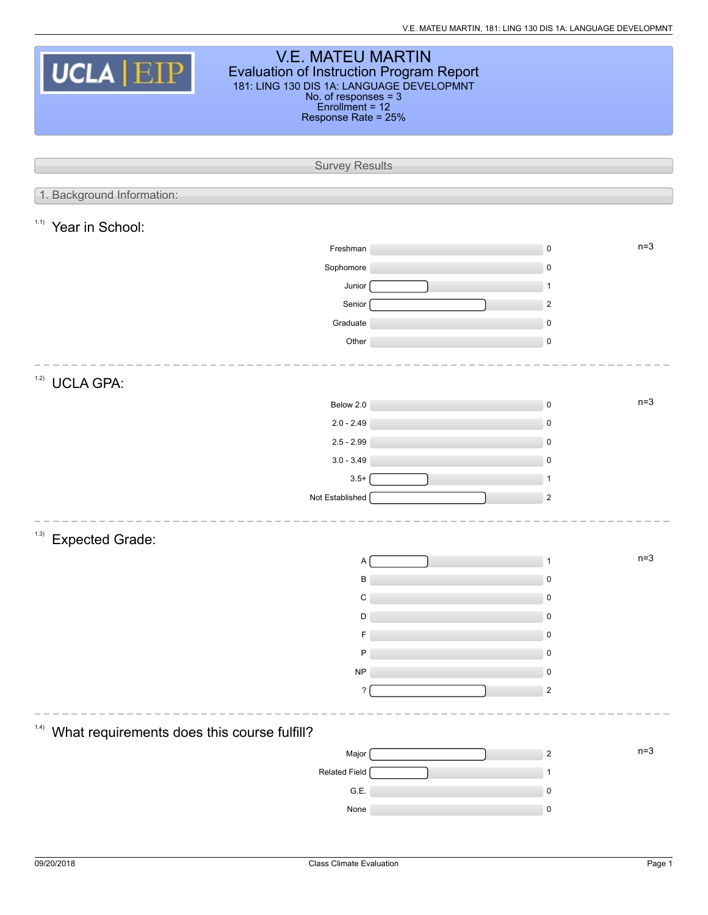# V.E. MATEU MARTIN

## Evaluation of Instruction Program Report

181: LING 130 DIS 1A: LANGUAGE DEVELOPMNT
No. of responses = 3
Enrollment = 12
Response Rate = 25%

## Survey Results

### 1. Background Information:

#### 1.1) Year in School:

n=3

Freshman 0
Sophomore 0
Junior 1
Senior 2
Graduate 0
Other 0

#### 1.2) UCLA GPA:

n=3

Below 2.0 0
2.0 - 2.49 0
2.5 - 2.99 0
3.0 - 3.49 0
3.5+ 1
Not Established 2

#### 1.3) Expected Grade:

n=3

A 1
B 0
C 0
D 0
F 0
P 0
NP 0
? 2

#### 1.4) What requirements does this course fulfill?

n=3

Major 2
Related Field 1
G.E. 0
None 0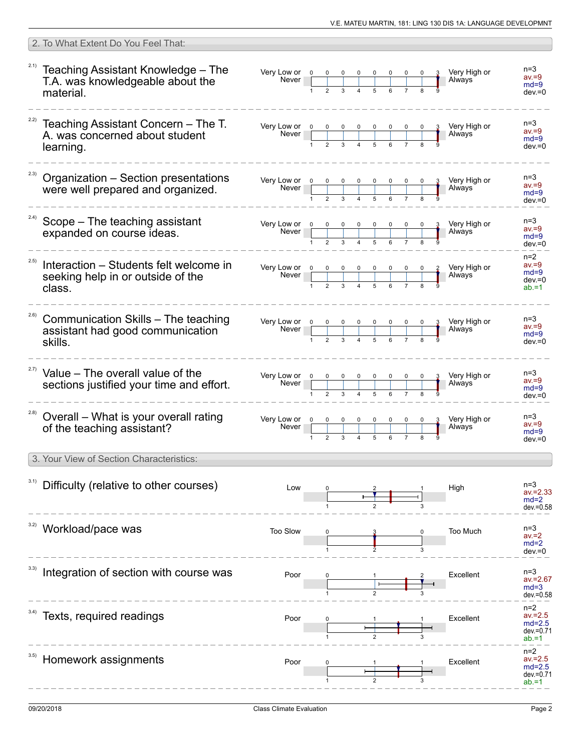## 2. To What Extent Do You Feel That:

2.1) Teaching Assistant Knowledge – The T.A. was knowledgeable about the material.

Very Low or Never
0 0 0 0 0 0 0 0 3
1 2 3 4 5 6 7 8 9
Very High or Always

n=3
av.=9
md=9
dev.=0

2.2) Teaching Assistant Concern – The T. A. was concerned about student learning.

Very Low or Never
0 0 0 0 0 0 0 0 3
1 2 3 4 5 6 7 8 9
Very High or Always

n=3
av.=9
md=9
dev.=0

2.3) Organization – Section presentations were well prepared and organized.

Very Low or Never
0 0 0 0 0 0 0 0 3
1 2 3 4 5 6 7 8 9
Very High or Always

n=3
av.=9
md=9
dev.=0

2.4) Scope – The teaching assistant expanded on course ideas.

Very Low or Never
0 0 0 0 0 0 0 0 3
1 2 3 4 5 6 7 8 9
Very High or Always

n=3
av.=9
md=9
dev.=0

2.5) Interaction – Students felt welcome in seeking help in or outside of the class.

Very Low or Never
0 0 0 0 0 0 0 0 2
1 2 3 4 5 6 7 8 9
Very High or Always

n=2
av.=9
md=9
dev.=0
ab.=1

2.6) Communication Skills – The teaching assistant had good communication skills.

Very Low or Never
0 0 0 0 0 0 0 0 3
1 2 3 4 5 6 7 8 9
Very High or Always

n=3
av.=9
md=9
dev.=0

2.7) Value – The overall value of the sections justified your time and effort.

Very Low or Never
0 0 0 0 0 0 0 0 3
1 2 3 4 5 6 7 8 9
Very High or Always

n=3
av.=9
md=9
dev.=0

2.8) Overall – What is your overall rating of the teaching assistant?

Very Low or Never
0 0 0 0 0 0 0 0 3
1 2 3 4 5 6 7 8 9
Very High or Always

n=3
av.=9
md=9
dev.=0

## 3. Your View of Section Characteristics:

3.1) Difficulty (relative to other courses)

Low
0 2 1
1 2 3
High

n=3
av.=2.33
md=2
dev.=0.58

3.2) Workload/pace was

Too Slow
0 3 0
1 2 3
Too Much

n=3
av.=2
md=2
dev.=0

3.3) Integration of section with course was

Poor
0 1 2
1 2 3
Excellent

n=3
av.=2.67
md=3
dev.=0.58

3.4) Texts, required readings

Poor
0 1 1
1 2 3
Excellent

n=2
av.=2.5
md=2.5
dev.=0.71
ab.=1

3.5) Homework assignments

Poor
0 1 1
1 2 3
Excellent

n=2
av.=2.5
md=2.5
dev.=0.71
ab.=1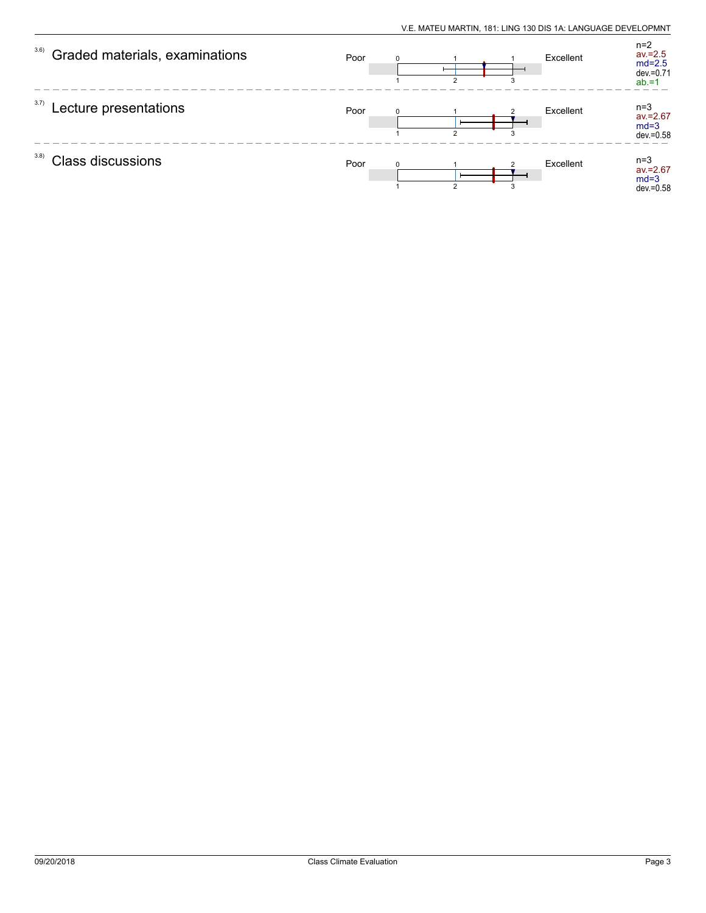3.6) Graded materials, examinations

Poor
0 1 1
1 2 3
Excellent

n=2
av.=2.5
md=2.5
dev.=0.71
ab.=1

3.7) Lecture presentations

Poor
0 1 2
1 2 3
Excellent

n=3
av.=2.67
md=3
dev.=0.58

3.8) Class discussions

Poor
0 1 2
1 2 3
Excellent

n=3
av.=2.67
md=3
dev.=0.58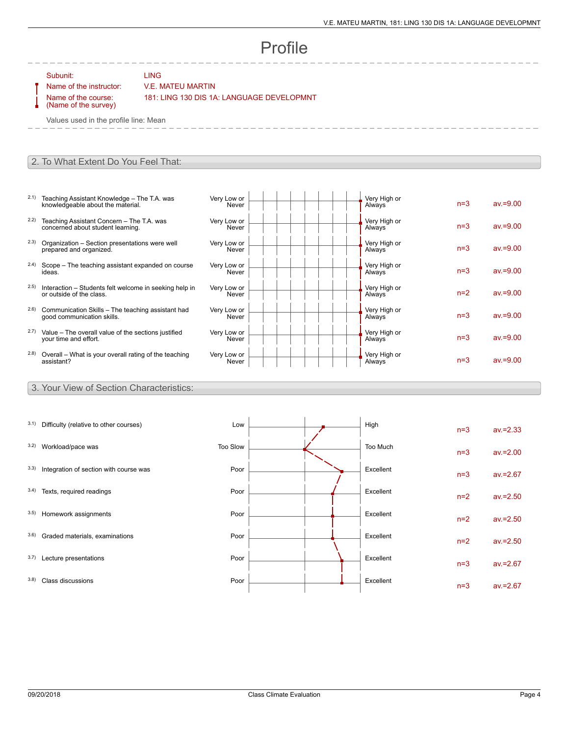# Profile

Subunit: LING

Name of the instructor: V.E. MATEU MARTIN

Name of the course: (Name of the survey) 181: LING 130 DIS 1A: LANGUAGE DEVELOPMNT

Values used in the profile line: Mean

## 2. To What Extent Do You Feel That:

2.1) Teaching Assistant Knowledge – The T.A. was knowledgeable about the material. Very Low or Never / Very High or Always n=3 av.=9.00

2.2) Teaching Assistant Concern – The T.A. was concerned about student learning. Very Low or Never / Very High or Always n=3 av.=9.00

2.3) Organization – Section presentations were well prepared and organized. Very Low or Never / Very High or Always n=3 av.=9.00

2.4) Scope – The teaching assistant expanded on course ideas. Very Low or Never / Very High or Always n=3 av.=9.00

2.5) Interaction – Students felt welcome in seeking help in or outside of the class. Very Low or Never / Very High or Always n=2 av.=9.00

2.6) Communication Skills – The teaching assistant had good communication skills. Very Low or Never / Very High or Always n=3 av.=9.00

2.7) Value – The overall value of the sections justified your time and effort. Very Low or Never / Very High or Always n=3 av.=9.00

2.8) Overall – What is your overall rating of the teaching assistant? Very Low or Never / Very High or Always n=3 av.=9.00

## 3. Your View of Section Characteristics:

3.1) Difficulty (relative to other courses) Low / High n=3 av.=2.33

3.2) Workload/pace was Too Slow / Too Much n=3 av.=2.00

3.3) Integration of section with course was Poor / Excellent n=3 av.=2.67

3.4) Texts, required readings Poor / Excellent n=2 av.=2.50

3.5) Homework assignments Poor / Excellent n=2 av.=2.50

3.6) Graded materials, examinations Poor / Excellent n=2 av.=2.50

3.7) Lecture presentations Poor / Excellent n=3 av.=2.67

3.8) Class discussions Poor / Excellent n=3 av.=2.67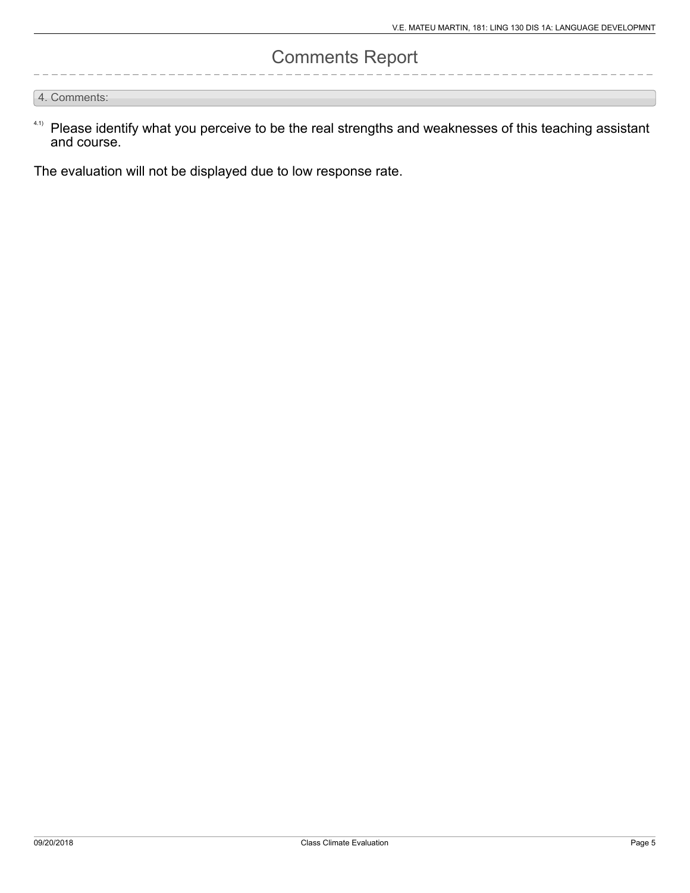# Comments Report

## 4. Comments:

4.1) Please identify what you perceive to be the real strengths and weaknesses of this teaching assistant and course.

The evaluation will not be displayed due to low response rate.